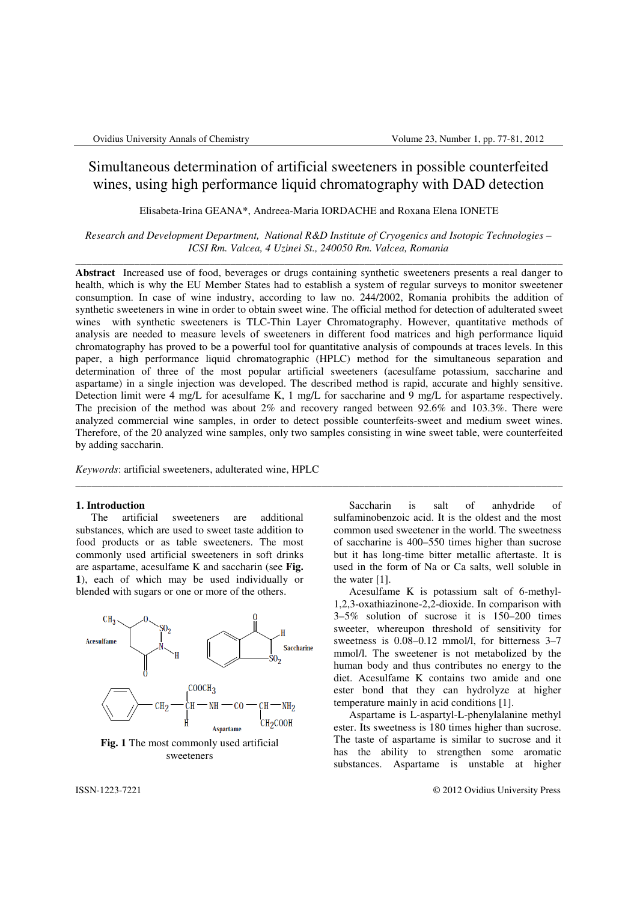# Simultaneous determination of artificial sweeteners in possible counterfeited wines, using high performance liquid chromatography with DAD detection

Elisabeta-Irina GEANA*, Andreea-Maria IORDACHE and Roxana Elena IONETE

*Research and Development Department, National R&D Institute of Cryogenics and Isotopic Technologies – ICSI Rm. Valcea, 4 Uzinei St., 240050 Rm. Valcea, Romania*

---

**Abstract** Increased use of food, beverages or drugs containing synthetic sweeteners presents a real danger to health, which is why the EU Member States had to establish a system of regular surveys to monitor sweetener consumption. In case of wine industry, according to law no. 244/2002, Romania prohibits the addition of synthetic sweeteners in wine in order to obtain sweet wine. The official method for detection of adulterated sweet wines with synthetic sweeteners is TLC-Thin Layer Chromatography. However, quantitative methods of analysis are needed to measure levels of sweeteners in different food matrices and high performance liquid chromatography has proved to be a powerful tool for quantitative analysis of compounds at traces levels. In this paper, a high performance liquid chromatographic (HPLC) method for the simultaneous separation and determination of three of the most popular artificial sweeteners (acesulfame potassium, saccharine and aspartame) in a single injection was developed. The described method is rapid, accurate and highly sensitive. Detection limit were 4 mg/L for acesulfame K, 1 mg/L for saccharine and 9 mg/L for aspartame respectively. The precision of the method was about 2% and recovery ranged between 92.6% and 103.3%. There were analyzed commercial wine samples, in order to detect possible counterfeits-sweet and medium sweet wines. Therefore, of the 20 analyzed wine samples, only two samples consisting in wine sweet table, were counterfeited by adding saccharin.

*Keywords*: artificial sweeteners, adulterated wine, HPLC

---

## 1. Introduction

The artificial sweeteners are additional substances, which are used to sweet taste addition to food products or as table sweeteners. The most commonly used artificial sweeteners in soft drinks are aspartame, acesulfame K and saccharin (see **Fig. 1**), each of which may be used individually or blended with sugars or one or more of the others.

**Fig. 1** The most commonly used artificial sweeteners

Saccharin is salt of anhydride of sulfaminobenzoic acid. It is the oldest and the most common used sweetener in the world. The sweetness of saccharine is 400–550 times higher than sucrose but it has long-time bitter metallic aftertaste. It is used in the form of Na or Ca salts, well soluble in the water [1].

Acesulfame K is potassium salt of 6-methyl-1,2,3-oxathiazinone-2,2-dioxide. In comparison with 3–5% solution of sucrose it is 150–200 times sweeter, whereupon threshold of sensitivity for sweetness is 0.08–0.12 mmol/l, for bitterness 3–7 mmol/l. The sweetener is not metabolized by the human body and thus contributes no energy to the diet. Acesulfame K contains two amide and one ester bond that they can hydrolyze at higher temperature mainly in acid conditions [1].

Aspartame is L-aspartyl-L-phenylalanine methyl ester. Its sweetness is 180 times higher than sucrose. The taste of aspartame is similar to sucrose and it has the ability to strengthen some aromatic substances. Aspartame is unstable at higher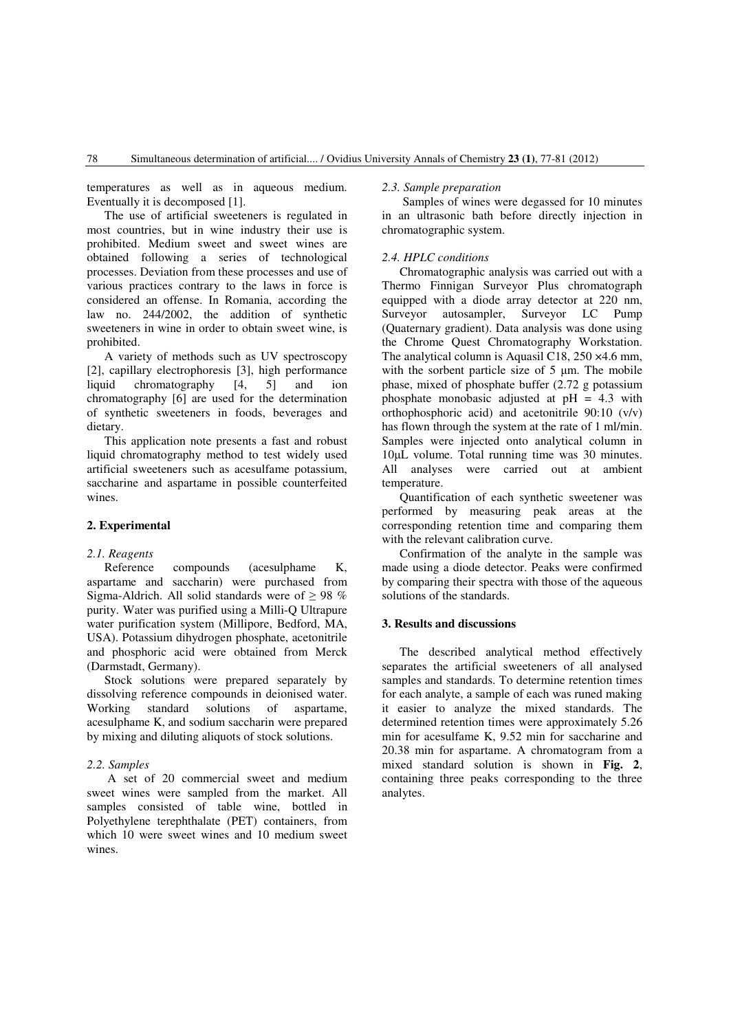temperatures as well as in aqueous medium. Eventually it is decomposed [1].

The use of artificial sweeteners is regulated in most countries, but in wine industry their use is prohibited. Medium sweet and sweet wines are obtained following a series of technological processes. Deviation from these processes and use of various practices contrary to the laws in force is considered an offense. In Romania, according the law no. 244/2002, the addition of synthetic sweeteners in wine in order to obtain sweet wine, is prohibited.

A variety of methods such as UV spectroscopy [2], capillary electrophoresis [3], high performance liquid chromatography [4, 5] and ion chromatography [6] are used for the determination of synthetic sweeteners in foods, beverages and dietary.

This application note presents a fast and robust liquid chromatography method to test widely used artificial sweeteners such as acesulfame potassium, saccharine and aspartame in possible counterfeited wines.

## 2. Experimental

### *2.1. Reagents*

Reference compounds (acesulphame K, aspartame and saccharin) were purchased from Sigma-Aldrich. All solid standards were of ≥ 98 % purity. Water was purified using a Milli-Q Ultrapure water purification system (Millipore, Bedford, MA, USA). Potassium dihydrogen phosphate, acetonitrile and phosphoric acid were obtained from Merck (Darmstadt, Germany).

Stock solutions were prepared separately by dissolving reference compounds in deionised water. Working standard solutions of aspartame, acesulphame K, and sodium saccharin were prepared by mixing and diluting aliquots of stock solutions.

### *2.2. Samples*

A set of 20 commercial sweet and medium sweet wines were sampled from the market. All samples consisted of table wine, bottled in Polyethylene terephthalate (PET) containers, from which 10 were sweet wines and 10 medium sweet wines.

### *2.3. Sample preparation*

Samples of wines were degassed for 10 minutes in an ultrasonic bath before directly injection in chromatographic system.

### *2.4. HPLC conditions*

Chromatographic analysis was carried out with a Thermo Finnigan Surveyor Plus chromatograph equipped with a diode array detector at 220 nm, Surveyor autosampler, Surveyor LC Pump (Quaternary gradient). Data analysis was done using the Chrome Quest Chromatography Workstation. The analytical column is Aquasil C18, 250 ×4.6 mm, with the sorbent particle size of 5 µm. The mobile phase, mixed of phosphate buffer (2.72 g potassium phosphate monobasic adjusted at pH = 4.3 with orthophosphoric acid) and acetonitrile 90:10 (v/v) has flown through the system at the rate of 1 ml/min. Samples were injected onto analytical column in 10µL volume. Total running time was 30 minutes. All analyses were carried out at ambient temperature.

Quantification of each synthetic sweetener was performed by measuring peak areas at the corresponding retention time and comparing them with the relevant calibration curve.

Confirmation of the analyte in the sample was made using a diode detector. Peaks were confirmed by comparing their spectra with those of the aqueous solutions of the standards.

## 3. Results and discussions

The described analytical method effectively separates the artificial sweeteners of all analysed samples and standards. To determine retention times for each analyte, a sample of each was runed making it easier to analyze the mixed standards. The determined retention times were approximately 5.26 min for acesulfame K, 9.52 min for saccharine and 20.38 min for aspartame. A chromatogram from a mixed standard solution is shown in **Fig. 2**, containing three peaks corresponding to the three analytes.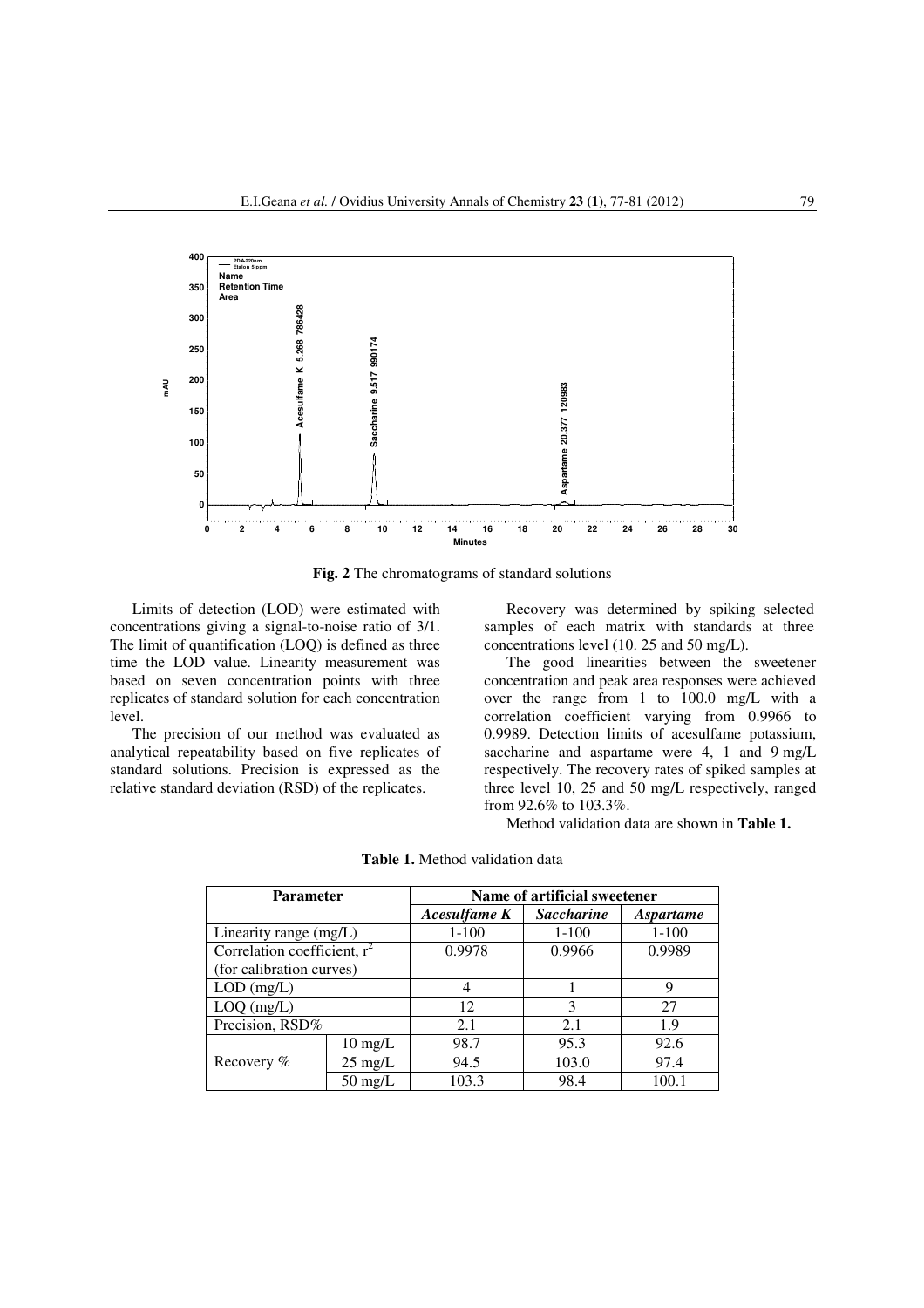**Fig. 2** The chromatograms of standard solutions

Limits of detection (LOD) were estimated with concentrations giving a signal-to-noise ratio of 3/1. The limit of quantification (LOQ) is defined as three time the LOD value. Linearity measurement was based on seven concentration points with three replicates of standard solution for each concentration level.

The precision of our method was evaluated as analytical repeatability based on five replicates of standard solutions. Precision is expressed as the relative standard deviation (RSD) of the replicates.

Recovery was determined by spiking selected samples of each matrix with standards at three concentrations level (10. 25 and 50 mg/L).

The good linearities between the sweetener concentration and peak area responses were achieved over the range from 1 to 100.0 mg/L with a correlation coefficient varying from 0.9966 to 0.9989. Detection limits of acesulfame potassium, saccharine and aspartame were 4, 1 and 9 mg/L respectively. The recovery rates of spiked samples at three level 10, 25 and 50 mg/L respectively, ranged from 92.6% to 103.3%.

Method validation data are shown in **Table 1.**

**Table 1.** Method validation data

| Parameter | | Name of artificial sweetener | | |
|---|---|---|---|---|
| | | *Acesulfame K* | *Saccharine* | *Aspartame* |
| Linearity range (mg/L) | | 1-100 | 1-100 | 1-100 |
| Correlation coefficient, $r^2$ (for calibration curves) | | 0.9978 | 0.9966 | 0.9989 |
| LOD (mg/L) | | 4 | 1 | 9 |
| LOQ (mg/L) | | 12 | 3 | 27 |
| Precision, RSD% | | 2.1 | 2.1 | 1.9 |
| Recovery % | 10 mg/L | 98.7 | 95.3 | 92.6 |
| | 25 mg/L | 94.5 | 103.0 | 97.4 |
| | 50 mg/L | 103.3 | 98.4 | 100.1 |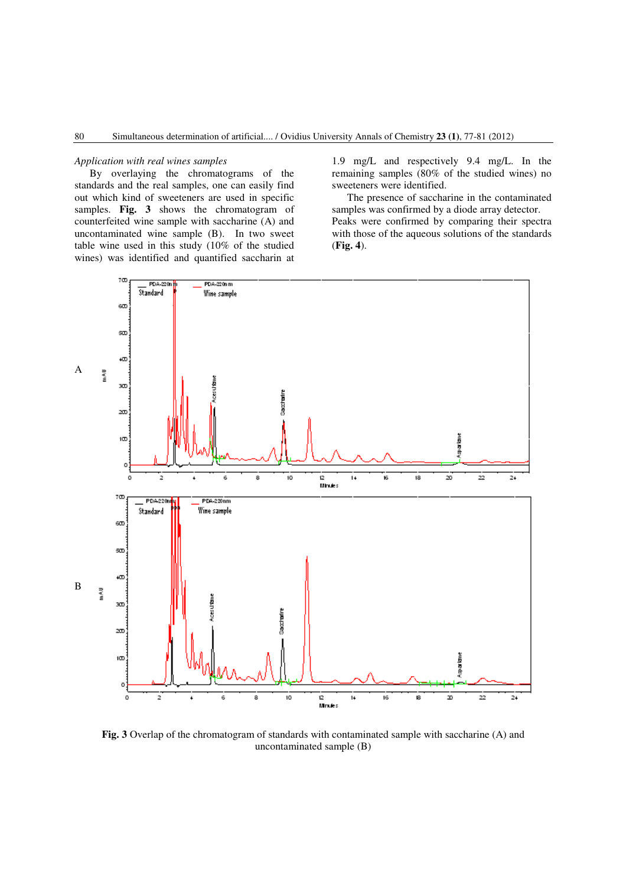*Application with real wines samples*

By overlaying the chromatograms of the standards and the real samples, one can easily find out which kind of sweeteners are used in specific samples. **Fig. 3** shows the chromatogram of counterfeited wine sample with saccharine (A) and uncontaminated wine sample (B). In two sweet table wine used in this study (10% of the studied wines) was identified and quantified saccharin at 1.9 mg/L and respectively 9.4 mg/L. In the remaining samples (80% of the studied wines) no sweeteners were identified.

The presence of saccharine in the contaminated samples was confirmed by a diode array detector. Peaks were confirmed by comparing their spectra with those of the aqueous solutions of the standards (**Fig. 4**).

**Fig. 3** Overlap of the chromatogram of standards with contaminated sample with saccharine (A) and uncontaminated sample (B)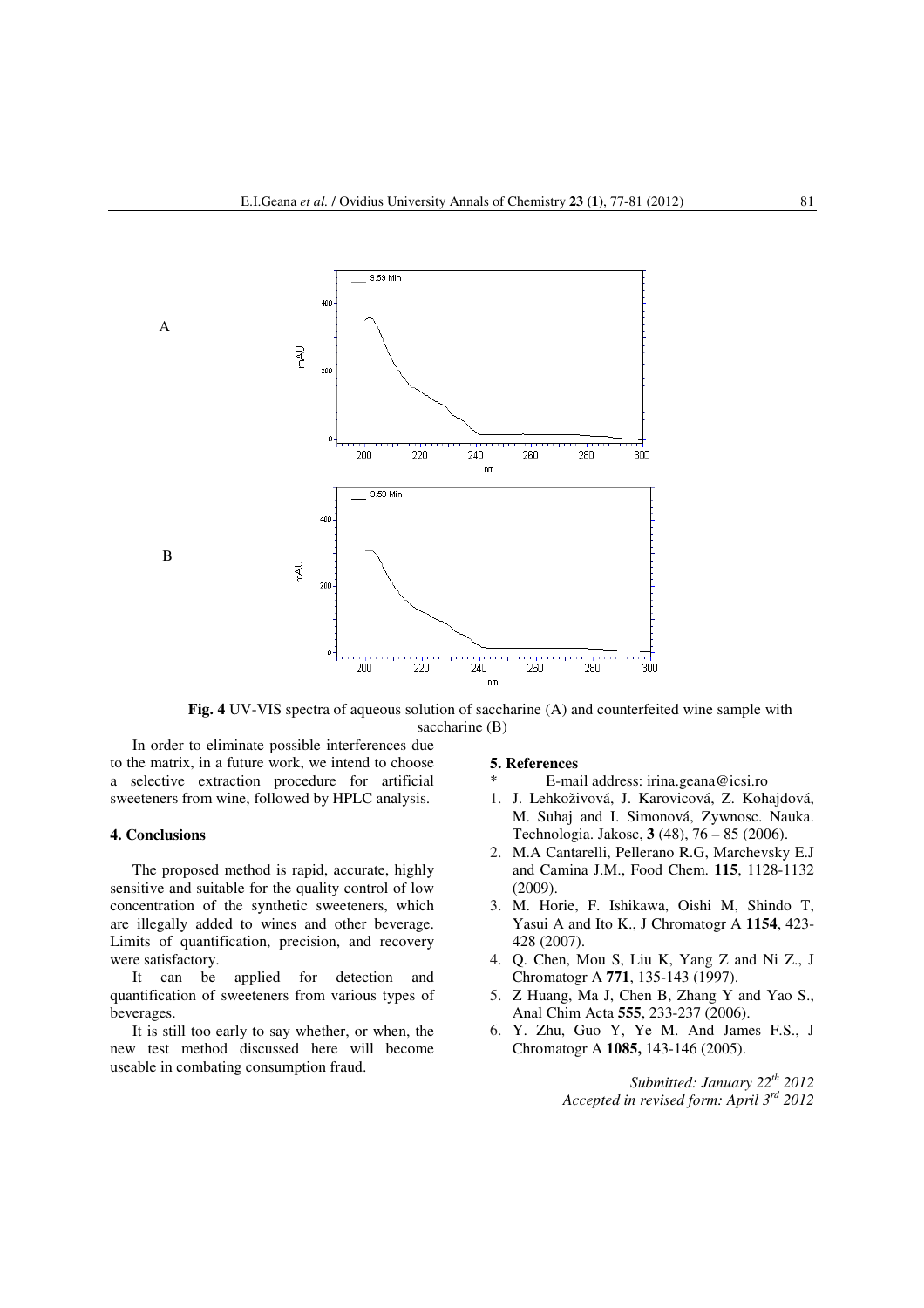A

9.59 Min

mAU

400

200

0

200 220 240 260 280 300

nm

B

9.59 Min

mAU

400

200

0

200 220 240 260 280 300

nm

**Fig. 4** UV-VIS spectra of aqueous solution of saccharine (A) and counterfeited wine sample with saccharine (B)

In order to eliminate possible interferences due to the matrix, in a future work, we intend to choose a selective extraction procedure for artificial sweeteners from wine, followed by HPLC analysis.

### 4. Conclusions

The proposed method is rapid, accurate, highly sensitive and suitable for the quality control of low concentration of the synthetic sweeteners, which are illegally added to wines and other beverage. Limits of quantification, precision, and recovery were satisfactory.

It can be applied for detection and quantification of sweeteners from various types of beverages.

It is still too early to say whether, or when, the new test method discussed here will become useable in combating consumption fraud.

### 5. References

\* E-mail address: irina.geana@icsi.ro

1. J. Lehkoživová, J. Karovicová, Z. Kohajdová, M. Suhaj and I. Simonová, Zywnosc. Nauka. Technologia. Jakosc, **3** (48), 76 – 85 (2006).
2. M.A Cantarelli, Pellerano R.G, Marchevsky E.J and Camina J.M., Food Chem. **115**, 1128-1132 (2009).
3. M. Horie, F. Ishikawa, Oishi M, Shindo T, Yasui A and Ito K., J Chromatogr A **1154**, 423-428 (2007).
4. Q. Chen, Mou S, Liu K, Yang Z and Ni Z., J Chromatogr A **771**, 135-143 (1997).
5. Z Huang, Ma J, Chen B, Zhang Y and Yao S., Anal Chim Acta **555**, 233-237 (2006).
6. Y. Zhu, Guo Y, Ye M. And James F.S., J Chromatogr A **1085,** 143-146 (2005).

*Submitted: January 22nd 2012*
*Accepted in revised form: April 3rd 2012*